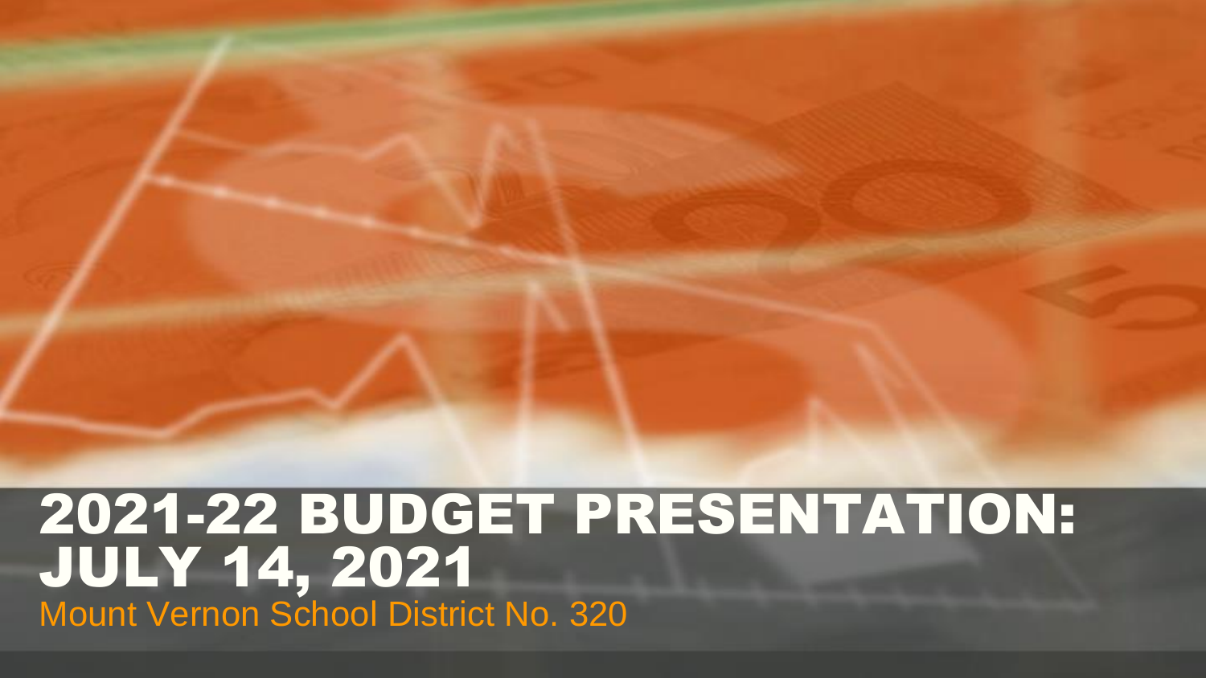# 2021-22 BUDGET PRESENTATION: JULY 14, 2021

Mount Vernon School District No. 320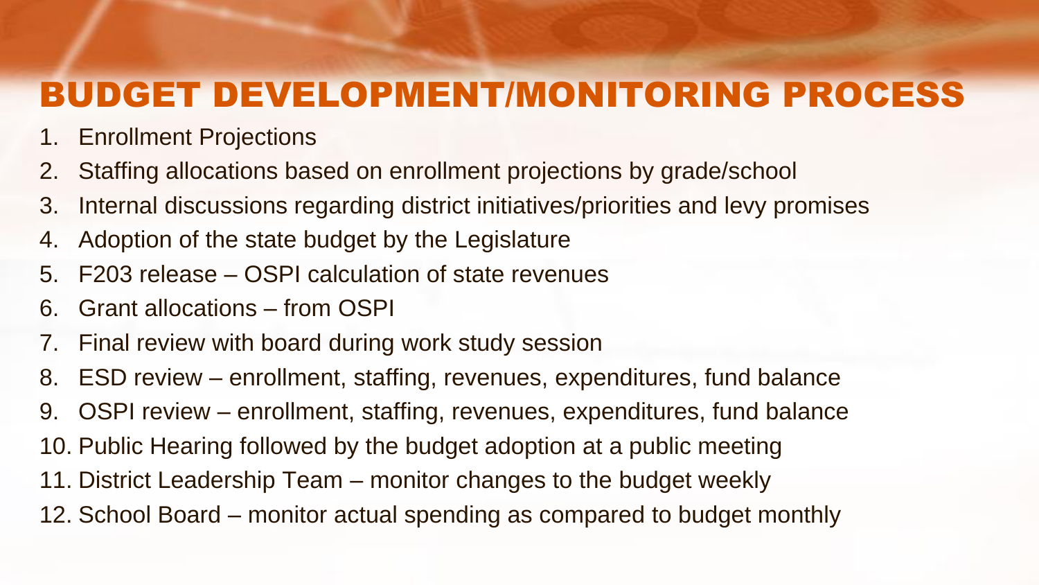# BUDGET DEVELOPMENT/MONITORING PROCESS

1. Enrollment Projections
2. Staffing allocations based on enrollment projections by grade/school
3. Internal discussions regarding district initiatives/priorities and levy promises
4. Adoption of the state budget by the Legislature
5. F203 release – OSPI calculation of state revenues
6. Grant allocations – from OSPI
7. Final review with board during work study session
8. ESD review – enrollment, staffing, revenues, expenditures, fund balance
9. OSPI review – enrollment, staffing, revenues, expenditures, fund balance
10. Public Hearing followed by the budget adoption at a public meeting
11. District Leadership Team – monitor changes to the budget weekly
12. School Board – monitor actual spending as compared to budget monthly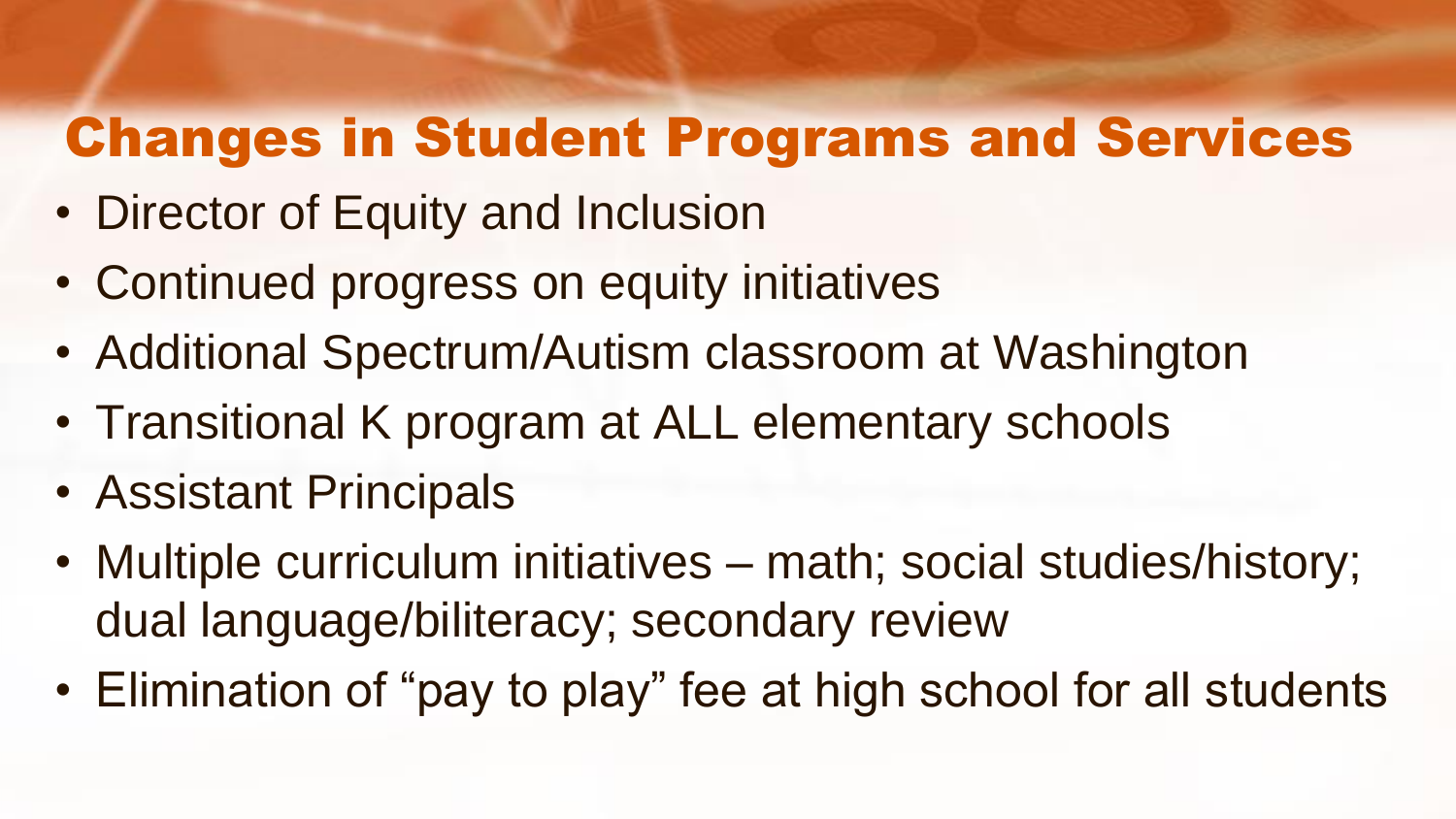# Changes in Student Programs and Services

- Director of Equity and Inclusion
- Continued progress on equity initiatives
- Additional Spectrum/Autism classroom at Washington
- Transitional K program at ALL elementary schools
- Assistant Principals
- Multiple curriculum initiatives – math; social studies/history; dual language/biliteracy; secondary review
- Elimination of "pay to play" fee at high school for all students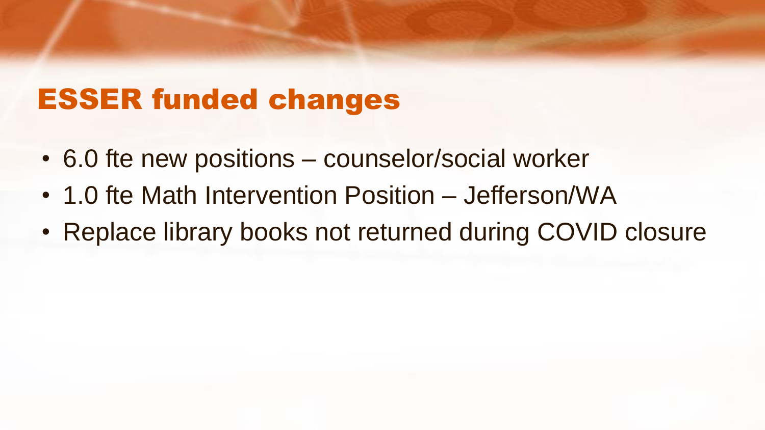# ESSER funded changes

- 6.0 fte new positions – counselor/social worker
- 1.0 fte Math Intervention Position – Jefferson/WA
- Replace library books not returned during COVID closure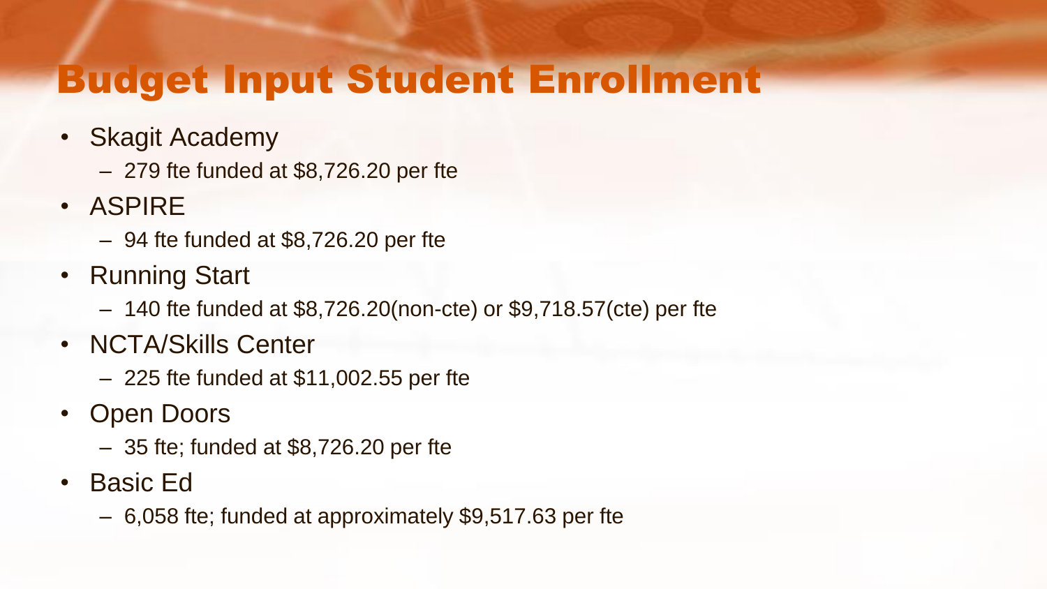# Budget Input Student Enrollment

- Skagit Academy
  - 279 fte funded at $8,726.20 per fte
- ASPIRE
  - 94 fte funded at $8,726.20 per fte
- Running Start
  - 140 fte funded at $8,726.20(non-cte) or $9,718.57(cte) per fte
- NCTA/Skills Center
  - 225 fte funded at $11,002.55 per fte
- Open Doors
  - 35 fte; funded at $8,726.20 per fte
- Basic Ed
  - 6,058 fte; funded at approximately $9,517.63 per fte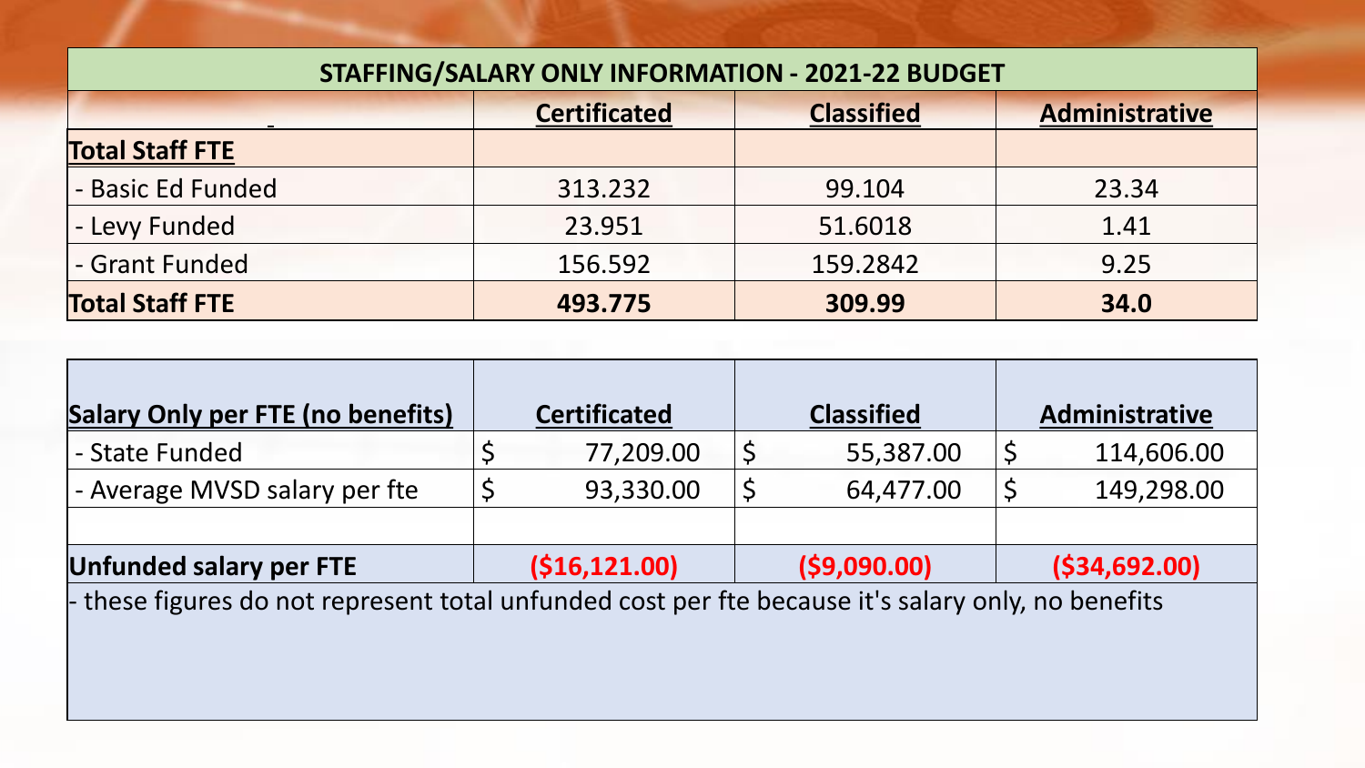| STAFFING/SALARY ONLY INFORMATION - 2021-22 BUDGET | | | |
|---|---|---|---|
| | **Certificated** | **Classified** | **Administrative** |
| **Total Staff FTE** | | | |
| - Basic Ed Funded | 313.232 | 99.104 | 23.34 |
| - Levy Funded | 23.951 | 51.6018 | 1.41 |
| - Grant Funded | 156.592 | 159.2842 | 9.25 |
| **Total Staff FTE** | **493.775** | **309.99** | **34.0** |

| **Salary Only per FTE (no benefits)** | **Certificated** | **Classified** | **Administrative** |
|---|---|---|---|
| - State Funded | $ 77,209.00 | $ 55,387.00 | $ 114,606.00 |
| - Average MVSD salary per fte | $ 93,330.00 | $ 64,477.00 | $ 149,298.00 |
| | | | |
| **Unfunded salary per FTE** | **($16,121.00)** | **($9,090.00)** | **($34,692.00)** |

- these figures do not represent total unfunded cost per fte because it's salary only, no benefits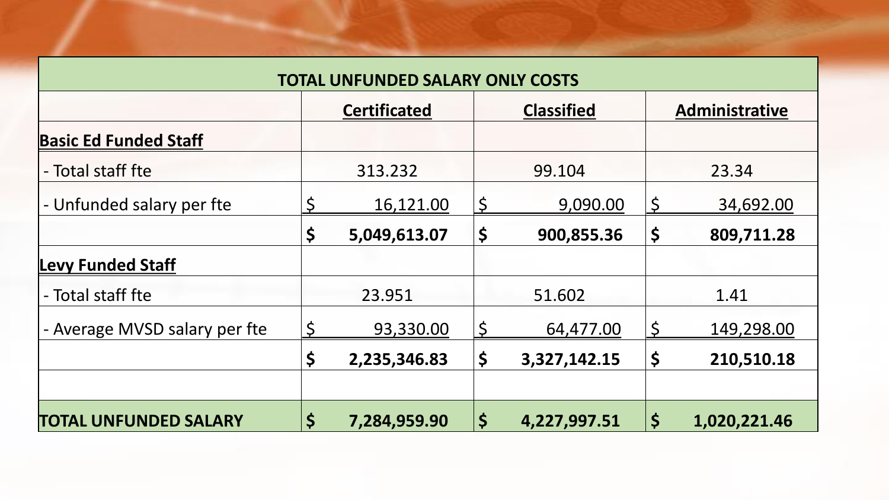| TOTAL UNFUNDED SALARY ONLY COSTS | | | |
|---|---|---|---|
| | **Certificated** | **Classified** | **Administrative** |
| **Basic Ed Funded Staff** | | | |
| - Total staff fte | 313.232 | 99.104 | 23.34 |
| - Unfunded salary per fte | $ 16,121.00 | $ 9,090.00 | $ 34,692.00 |
| | **$ 5,049,613.07** | **$ 900,855.36** | **$ 809,711.28** |
| **Levy Funded Staff** | | | |
| - Total staff fte | 23.951 | 51.602 | 1.41 |
| - Average MVSD salary per fte | $ 93,330.00 | $ 64,477.00 | $ 149,298.00 |
| | **$ 2,235,346.83** | **$ 3,327,142.15** | **$ 210,510.18** |
| | | | |
| **TOTAL UNFUNDED SALARY** | **$ 7,284,959.90** | **$ 4,227,997.51** | **$ 1,020,221.46** |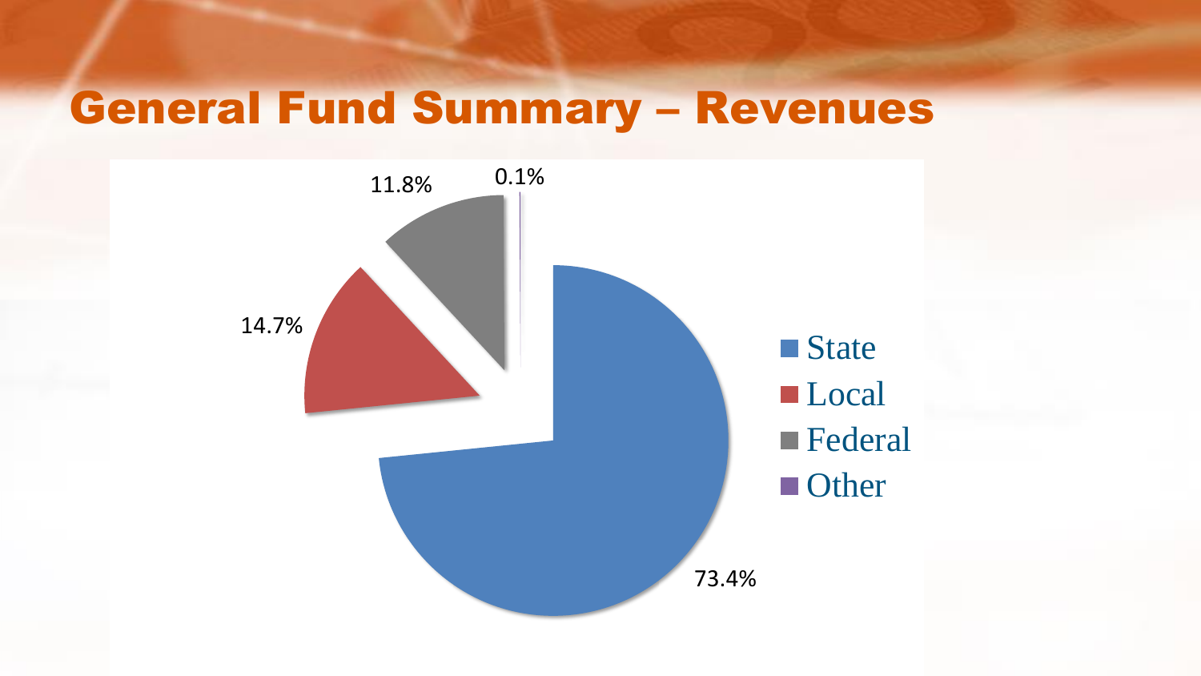# General Fund Summary – Revenues

| Source | Percentage |
| --- | --- |
| State | 73.4% |
| Local | 14.7% |
| Federal | 11.8% |
| Other | 0.1% |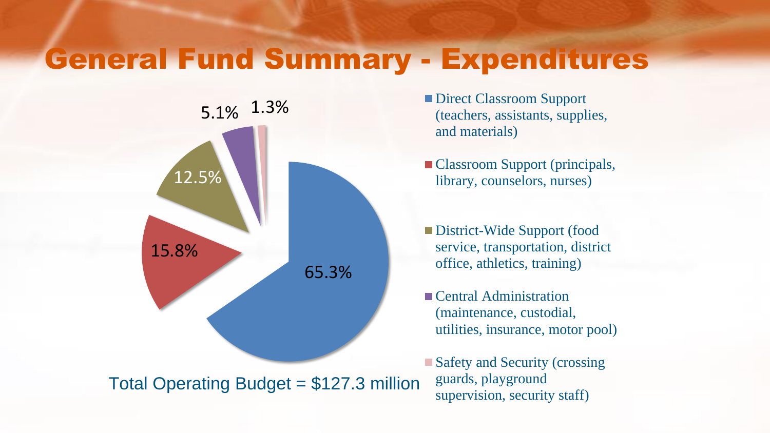# General Fund Summary - Expenditures

| Category | Percentage |
|---|---|
| Direct Classroom Support (teachers, assistants, supplies, and materials) | 65.3% |
| Classroom Support (principals, library, counselors, nurses) | 15.8% |
| District-Wide Support (food service, transportation, district office, athletics, training) | 12.5% |
| Central Administration (maintenance, custodial, utilities, insurance, motor pool) | 5.1% |
| Safety and Security (crossing guards, playground supervision, security staff) | 1.3% |

Total Operating Budget = $127.3 million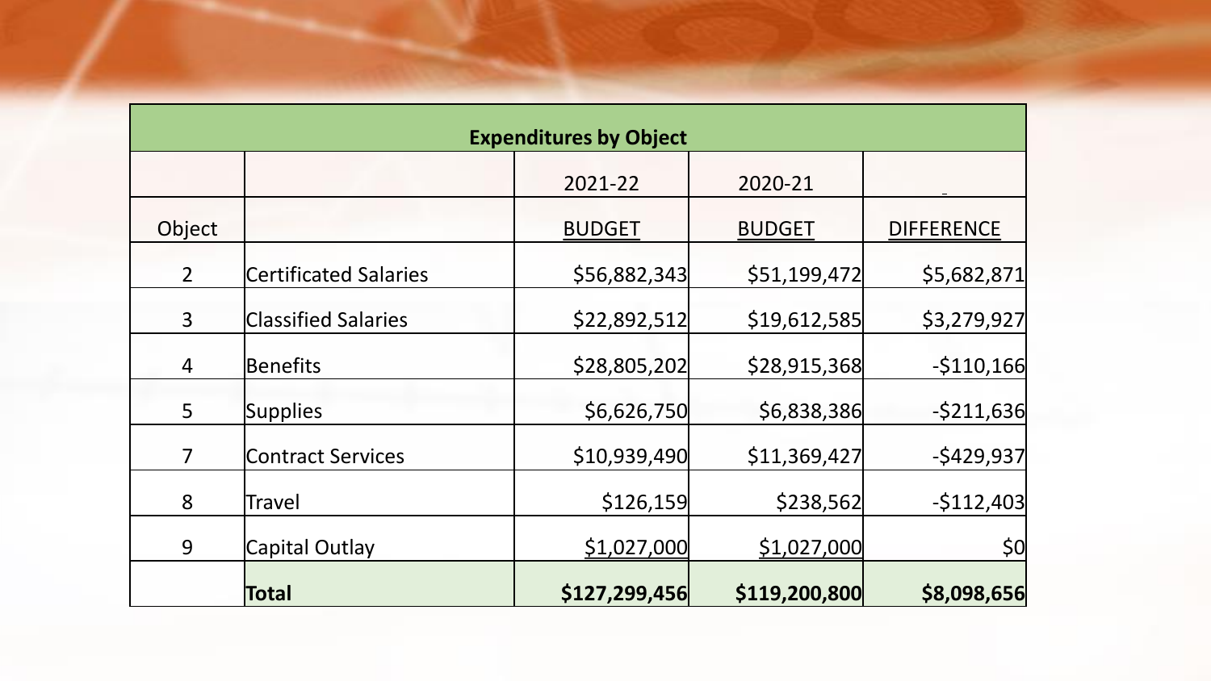| Expenditures by Object | | | | |
|---|---|---|---|---|
| | | 2021-22 | 2020-21 | |
| Object | | BUDGET | BUDGET | DIFFERENCE |
| 2 | Certificated Salaries | $56,882,343 | $51,199,472 | $5,682,871 |
| 3 | Classified Salaries | $22,892,512 | $19,612,585 | $3,279,927 |
| 4 | Benefits | $28,805,202 | $28,915,368 | -$110,166 |
| 5 | Supplies | $6,626,750 | $6,838,386 | -$211,636 |
| 7 | Contract Services | $10,939,490 | $11,369,427 | -$429,937 |
| 8 | Travel | $126,159 | $238,562 | -$112,403 |
| 9 | Capital Outlay | $1,027,000 | $1,027,000 | $0 |
| | **Total** | **$127,299,456** | **$119,200,800** | **$8,098,656** |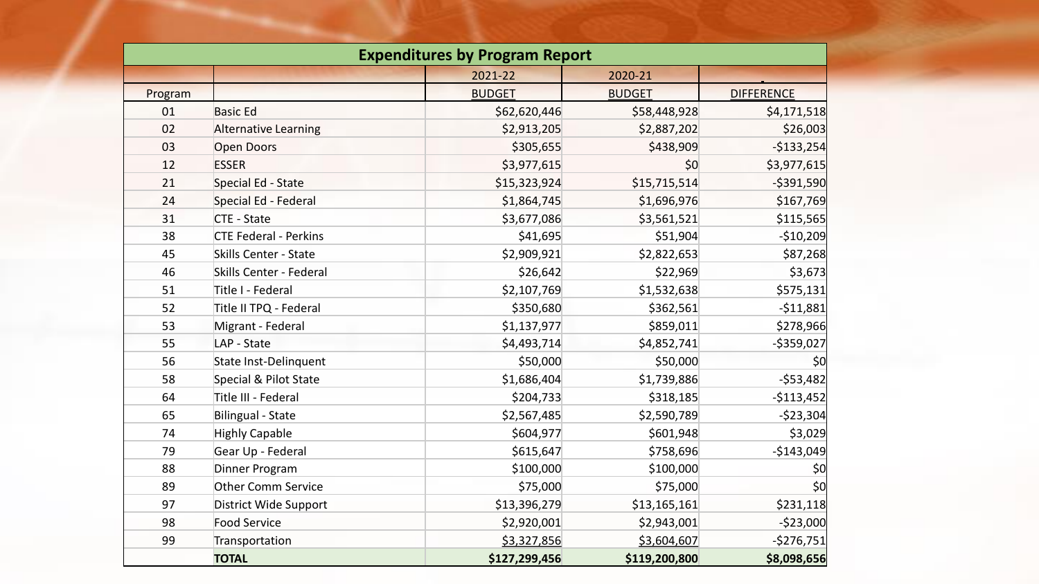## Expenditures by Program Report

| Program | | 2021-22 BUDGET | 2020-21 BUDGET | DIFFERENCE |
|---|---|---|---|---|
| 01 | Basic Ed | $62,620,446 | $58,448,928 | $4,171,518 |
| 02 | Alternative Learning | $2,913,205 | $2,887,202 | $26,003 |
| 03 | Open Doors | $305,655 | $438,909 | -$133,254 |
| 12 | ESSER | $3,977,615 | $0 | $3,977,615 |
| 21 | Special Ed - State | $15,323,924 | $15,715,514 | -$391,590 |
| 24 | Special Ed - Federal | $1,864,745 | $1,696,976 | $167,769 |
| 31 | CTE - State | $3,677,086 | $3,561,521 | $115,565 |
| 38 | CTE Federal - Perkins | $41,695 | $51,904 | -$10,209 |
| 45 | Skills Center - State | $2,909,921 | $2,822,653 | $87,268 |
| 46 | Skills Center - Federal | $26,642 | $22,969 | $3,673 |
| 51 | Title I - Federal | $2,107,769 | $1,532,638 | $575,131 |
| 52 | Title II TPQ - Federal | $350,680 | $362,561 | -$11,881 |
| 53 | Migrant - Federal | $1,137,977 | $859,011 | $278,966 |
| 55 | LAP - State | $4,493,714 | $4,852,741 | -$359,027 |
| 56 | State Inst-Delinquent | $50,000 | $50,000 | $0 |
| 58 | Special & Pilot State | $1,686,404 | $1,739,886 | -$53,482 |
| 64 | Title III - Federal | $204,733 | $318,185 | -$113,452 |
| 65 | Bilingual - State | $2,567,485 | $2,590,789 | -$23,304 |
| 74 | Highly Capable | $604,977 | $601,948 | $3,029 |
| 79 | Gear Up - Federal | $615,647 | $758,696 | -$143,049 |
| 88 | Dinner Program | $100,000 | $100,000 | $0 |
| 89 | Other Comm Service | $75,000 | $75,000 | $0 |
| 97 | District Wide Support | $13,396,279 | $13,165,161 | $231,118 |
| 98 | Food Service | $2,920,001 | $2,943,001 | -$23,000 |
| 99 | Transportation | $3,327,856 | $3,604,607 | -$276,751 |
| | **TOTAL** | **$127,299,456** | **$119,200,800** | **$8,098,656** |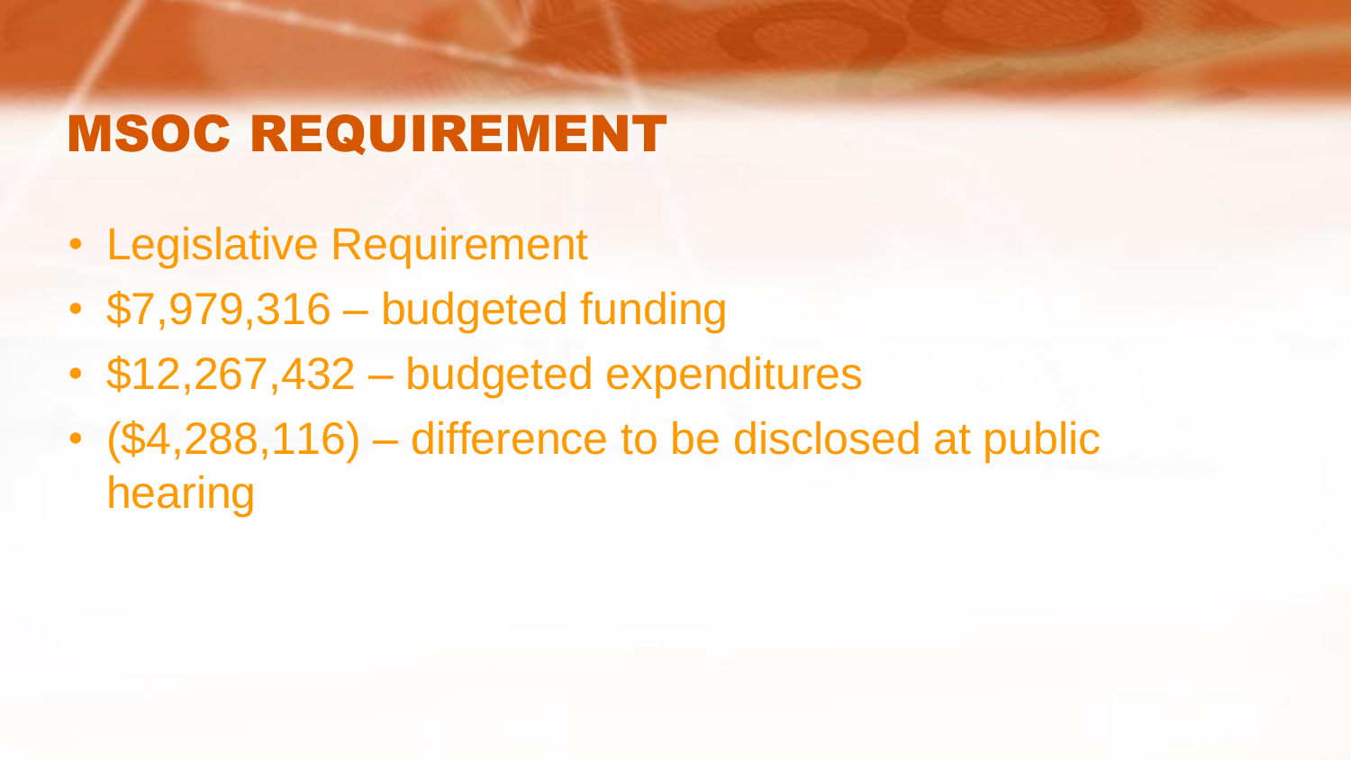# MSOC REQUIREMENT

- Legislative Requirement
- $7,979,316 – budgeted funding
- $12,267,432 – budgeted expenditures
- ($4,288,116) – difference to be disclosed at public hearing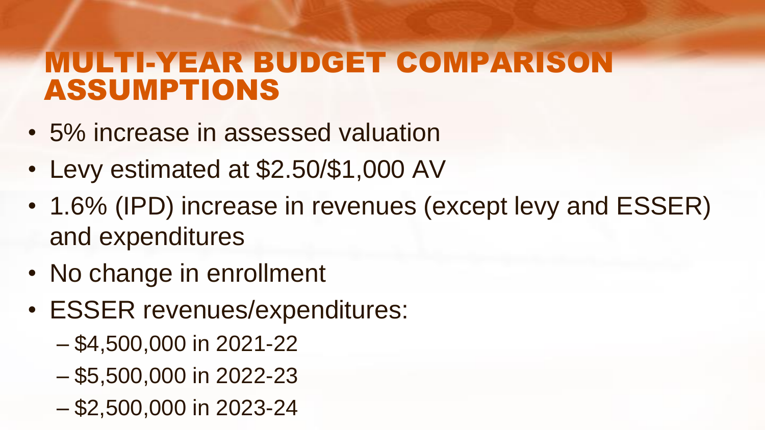# MULTI-YEAR BUDGET COMPARISON ASSUMPTIONS

- 5% increase in assessed valuation
- Levy estimated at $2.50/$1,000 AV
- 1.6% (IPD) increase in revenues (except levy and ESSER) and expenditures
- No change in enrollment
- ESSER revenues/expenditures:
  - $4,500,000 in 2021-22
  - $5,500,000 in 2022-23
  - $2,500,000 in 2023-24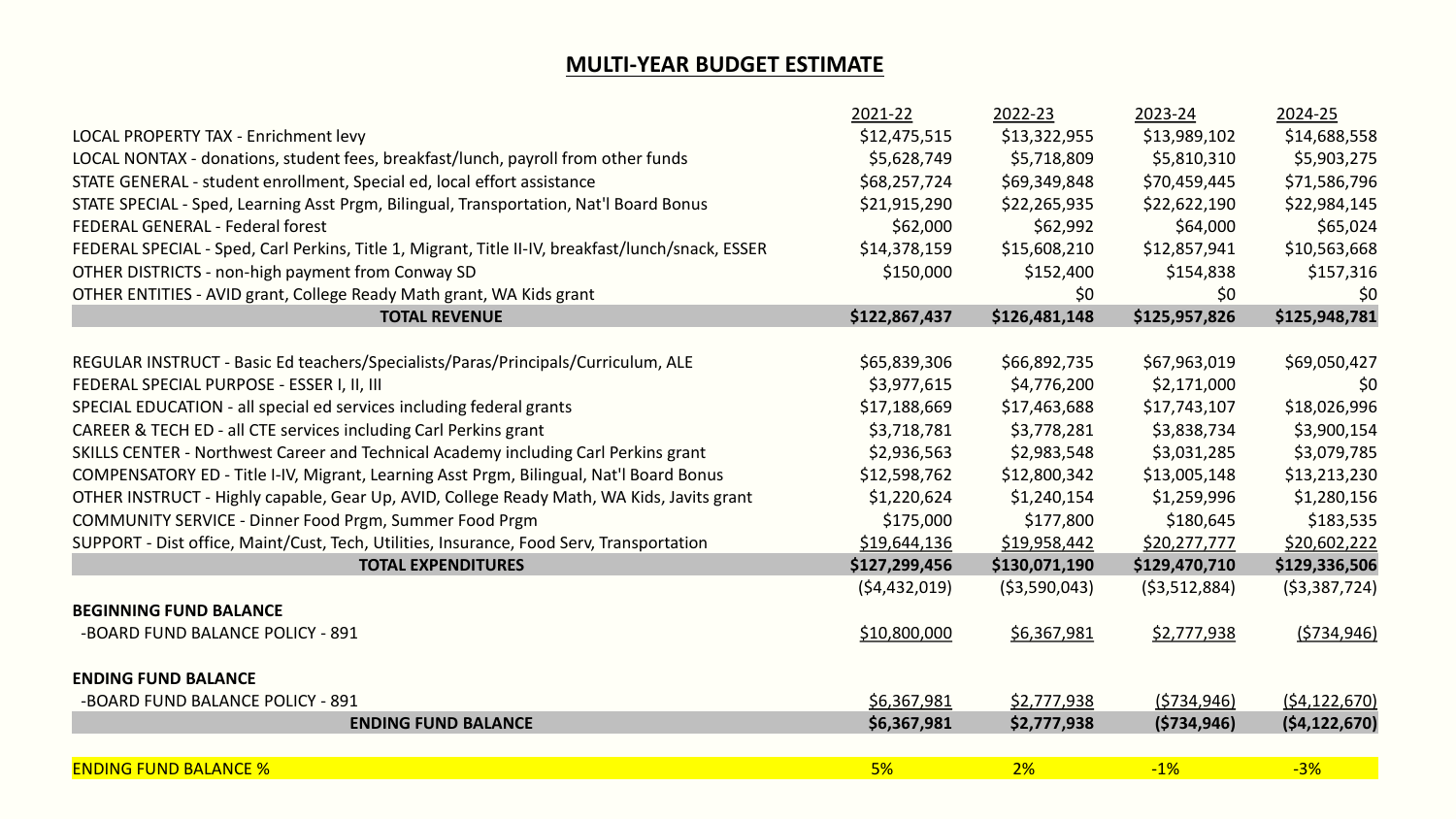# MULTI-YEAR BUDGET ESTIMATE

| | 2021-22 | 2022-23 | 2023-24 | 2024-25 |
|---|---|---|---|---|
| LOCAL PROPERTY TAX - Enrichment levy | $12,475,515 | $13,322,955 | $13,989,102 | $14,688,558 |
| LOCAL NONTAX - donations, student fees, breakfast/lunch, payroll from other funds | $5,628,749 | $5,718,809 | $5,810,310 | $5,903,275 |
| STATE GENERAL - student enrollment, Special ed, local effort assistance | $68,257,724 | $69,349,848 | $70,459,445 | $71,586,796 |
| STATE SPECIAL - Sped, Learning Asst Prgm, Bilingual, Transportation, Nat'l Board Bonus | $21,915,290 | $22,265,935 | $22,622,190 | $22,984,145 |
| FEDERAL GENERAL - Federal forest | $62,000 | $62,992 | $64,000 | $65,024 |
| FEDERAL SPECIAL - Sped, Carl Perkins, Title 1, Migrant, Title II-IV, breakfast/lunch/snack, ESSER | $14,378,159 | $15,608,210 | $12,857,941 | $10,563,668 |
| OTHER DISTRICTS - non-high payment from Conway SD | $150,000 | $152,400 | $154,838 | $157,316 |
| OTHER ENTITIES - AVID grant, College Ready Math grant, WA Kids grant | | $0 | $0 | $0 |
| **TOTAL REVENUE** | **$122,867,437** | **$126,481,148** | **$125,957,826** | **$125,948,781** |
| | | | | |
| REGULAR INSTRUCT - Basic Ed teachers/Specialists/Paras/Principals/Curriculum, ALE | $65,839,306 | $66,892,735 | $67,963,019 | $69,050,427 |
| FEDERAL SPECIAL PURPOSE - ESSER I, II, III | $3,977,615 | $4,776,200 | $2,171,000 | $0 |
| SPECIAL EDUCATION - all special ed services including federal grants | $17,188,669 | $17,463,688 | $17,743,107 | $18,026,996 |
| CAREER & TECH ED - all CTE services including Carl Perkins grant | $3,718,781 | $3,778,281 | $3,838,734 | $3,900,154 |
| SKILLS CENTER - Northwest Career and Technical Academy including Carl Perkins grant | $2,936,563 | $2,983,548 | $3,031,285 | $3,079,785 |
| COMPENSATORY ED - Title I-IV, Migrant, Learning Asst Prgm, Bilingual, Nat'l Board Bonus | $12,598,762 | $12,800,342 | $13,005,148 | $13,213,230 |
| OTHER INSTRUCT - Highly capable, Gear Up, AVID, College Ready Math, WA Kids, Javits grant | $1,220,624 | $1,240,154 | $1,259,996 | $1,280,156 |
| COMMUNITY SERVICE - Dinner Food Prgm, Summer Food Prgm | $175,000 | $177,800 | $180,645 | $183,535 |
| SUPPORT - Dist office, Maint/Cust, Tech, Utilities, Insurance, Food Serv, Transportation | $19,644,136 | $19,958,442 | $20,277,777 | $20,602,222 |
| **TOTAL EXPENDITURES** | **$127,299,456** | **$130,071,190** | **$129,470,710** | **$129,336,506** |
| | ($4,432,019) | ($3,590,043) | ($3,512,884) | ($3,387,724) |
| **BEGINNING FUND BALANCE** | | | | |
| -BOARD FUND BALANCE POLICY - 891 | $10,800,000 | $6,367,981 | $2,777,938 | ($734,946) |
| | | | | |
| **ENDING FUND BALANCE** | | | | |
| -BOARD FUND BALANCE POLICY - 891 | $6,367,981 | $2,777,938 | ($734,946) | ($4,122,670) |
| **ENDING FUND BALANCE** | **$6,367,981** | **$2,777,938** | **($734,946)** | **($4,122,670)** |
| | | | | |
| ENDING FUND BALANCE % | 5% | 2% | -1% | -3% |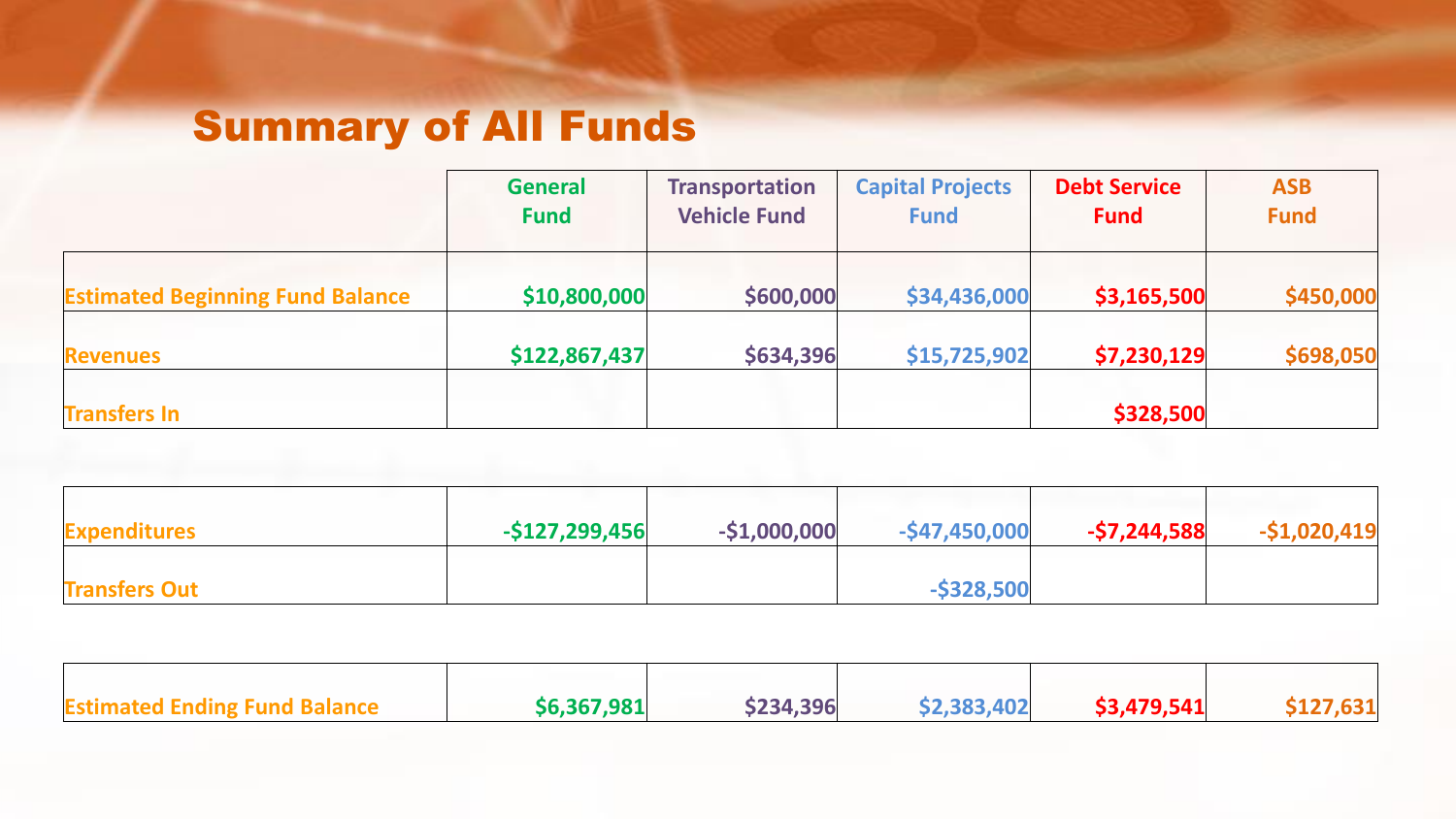# Summary of All Funds

| | General Fund | Transportation Vehicle Fund | Capital Projects Fund | Debt Service Fund | ASB Fund |
|---|---|---|---|---|---|
| Estimated Beginning Fund Balance | $10,800,000 | $600,000 | $34,436,000 | $3,165,500 | $450,000 |
| Revenues | $122,867,437 | $634,396 | $15,725,902 | $7,230,129 | $698,050 |
| Transfers In | | | | $328,500 | |
| Expenditures | -$127,299,456 | -$1,000,000 | -$47,450,000 | -$7,244,588 | -$1,020,419 |
| Transfers Out | | | -$328,500 | | |
| Estimated Ending Fund Balance | $6,367,981 | $234,396 | $2,383,402 | $3,479,541 | $127,631 |